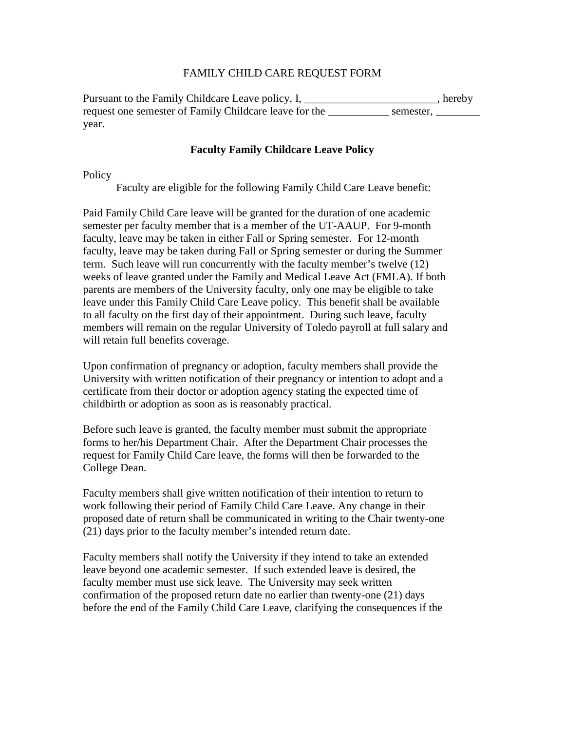# FAMILY CHILD CARE REQUEST FORM

Pursuant to the Family Childcare Leave policy, I, ________________________, hereby request one semester of Family Childcare leave for the ___________ semester, ________ year.

## Faculty Family Childcare Leave Policy

Policy

Faculty are eligible for the following Family Child Care Leave benefit:

Paid Family Child Care leave will be granted for the duration of one academic semester per faculty member that is a member of the UT-AAUP. For 9-month faculty, leave may be taken in either Fall or Spring semester. For 12-month faculty, leave may be taken during Fall or Spring semester or during the Summer term. Such leave will run concurrently with the faculty member's twelve (12) weeks of leave granted under the Family and Medical Leave Act (FMLA). If both parents are members of the University faculty, only one may be eligible to take leave under this Family Child Care Leave policy. This benefit shall be available to all faculty on the first day of their appointment. During such leave, faculty members will remain on the regular University of Toledo payroll at full salary and will retain full benefits coverage.

Upon confirmation of pregnancy or adoption, faculty members shall provide the University with written notification of their pregnancy or intention to adopt and a certificate from their doctor or adoption agency stating the expected time of childbirth or adoption as soon as is reasonably practical.

Before such leave is granted, the faculty member must submit the appropriate forms to her/his Department Chair. After the Department Chair processes the request for Family Child Care leave, the forms will then be forwarded to the College Dean.

Faculty members shall give written notification of their intention to return to work following their period of Family Child Care Leave. Any change in their proposed date of return shall be communicated in writing to the Chair twenty-one (21) days prior to the faculty member's intended return date.

Faculty members shall notify the University if they intend to take an extended leave beyond one academic semester. If such extended leave is desired, the faculty member must use sick leave. The University may seek written confirmation of the proposed return date no earlier than twenty-one (21) days before the end of the Family Child Care Leave, clarifying the consequences if the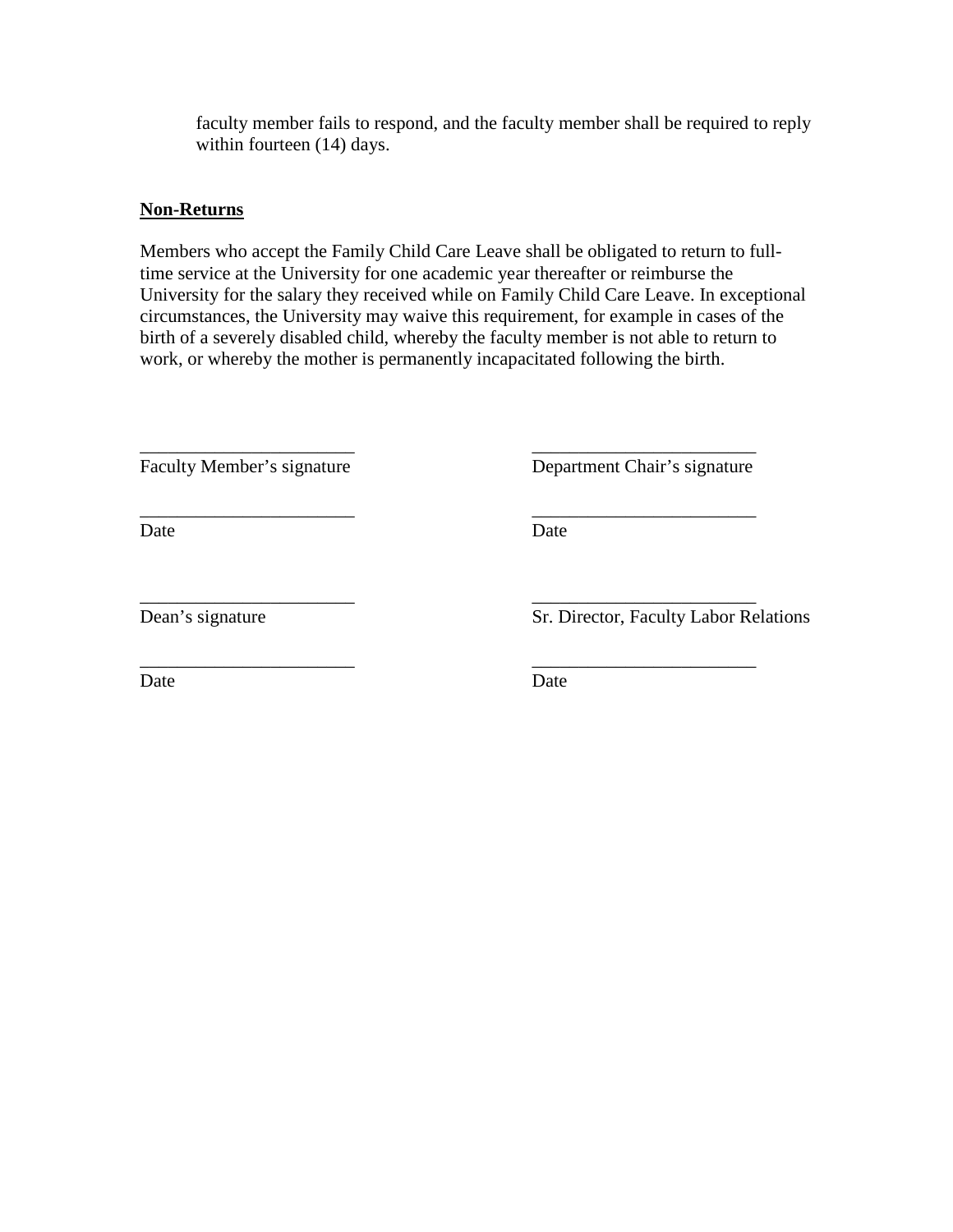faculty member fails to respond, and the faculty member shall be required to reply within fourteen (14) days.

**Non-Returns**

Members who accept the Family Child Care Leave shall be obligated to return to full-time service at the University for one academic year thereafter or reimburse the University for the salary they received while on Family Child Care Leave. In exceptional circumstances, the University may waive this requirement, for example in cases of the birth of a severely disabled child, whereby the faculty member is not able to return to work, or whereby the mother is permanently incapacitated following the birth.

| | |
|---|---|
| ________________________ | ________________________ |
| Faculty Member's signature | Department Chair's signature |
| ________________________ | ________________________ |
| Date | Date |
| ________________________ | ________________________ |
| Dean's signature | Sr. Director, Faculty Labor Relations |
| ________________________ | ________________________ |
| Date | Date |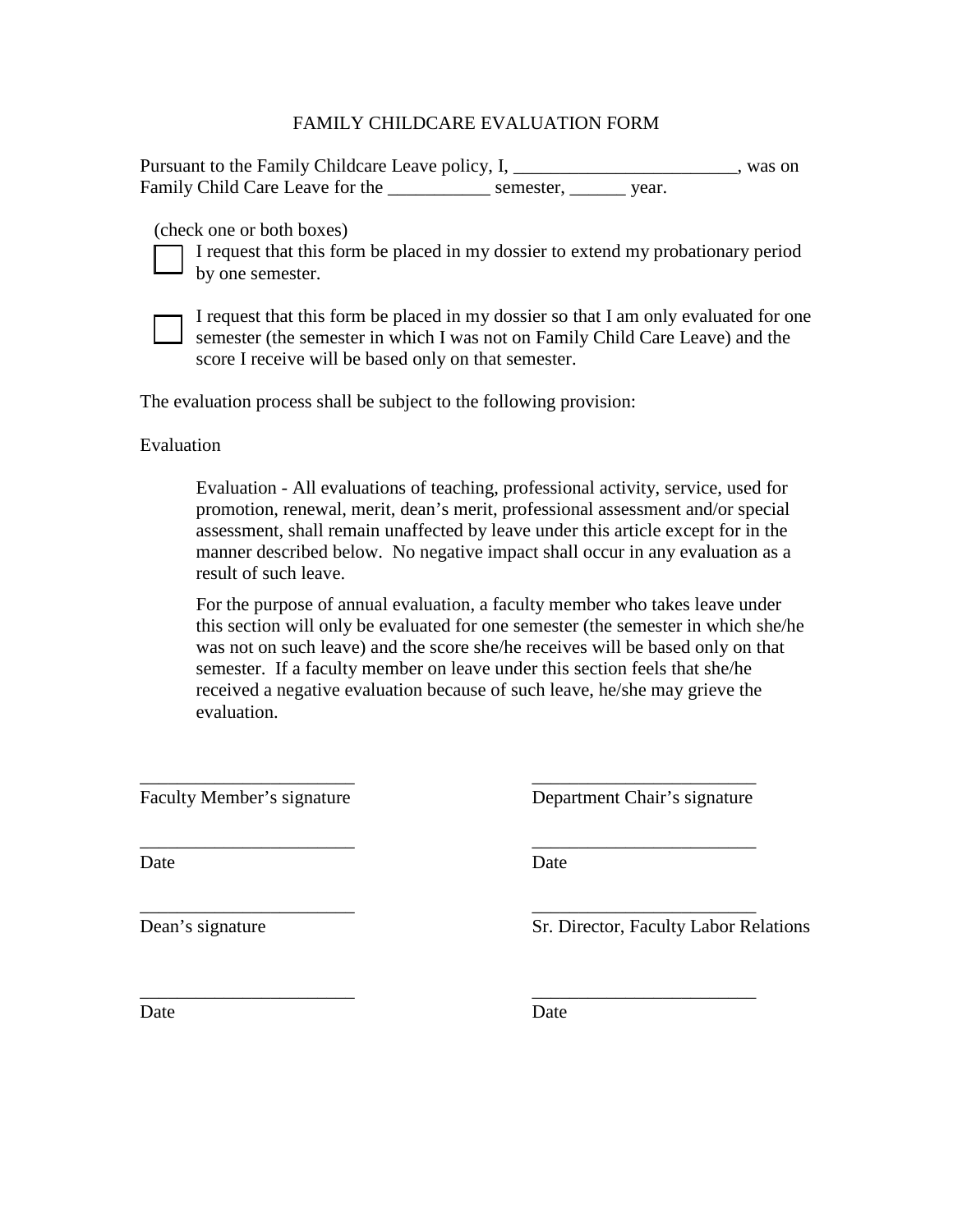# FAMILY CHILDCARE EVALUATION FORM

Pursuant to the Family Childcare Leave policy, I, ________________________, was on Family Child Care Leave for the ___________ semester, ______ year.

(check one or both boxes)

☐ I request that this form be placed in my dossier to extend my probationary period by one semester.

☐ I request that this form be placed in my dossier so that I am only evaluated for one semester (the semester in which I was not on Family Child Care Leave) and the score I receive will be based only on that semester.

The evaluation process shall be subject to the following provision:

Evaluation

> Evaluation - All evaluations of teaching, professional activity, service, used for promotion, renewal, merit, dean's merit, professional assessment and/or special assessment, shall remain unaffected by leave under this article except for in the manner described below. No negative impact shall occur in any evaluation as a result of such leave.
>
> For the purpose of annual evaluation, a faculty member who takes leave under this section will only be evaluated for one semester (the semester in which she/he was not on such leave) and the score she/he receives will be based only on that semester. If a faculty member on leave under this section feels that she/he received a negative evaluation because of such leave, he/she may grieve the evaluation.

_______________________ Faculty Member's signature

_______________________ Department Chair's signature

_______________________ Date

_______________________ Date

_______________________ Dean's signature

_______________________ Sr. Director, Faculty Labor Relations

_______________________ Date

_______________________ Date